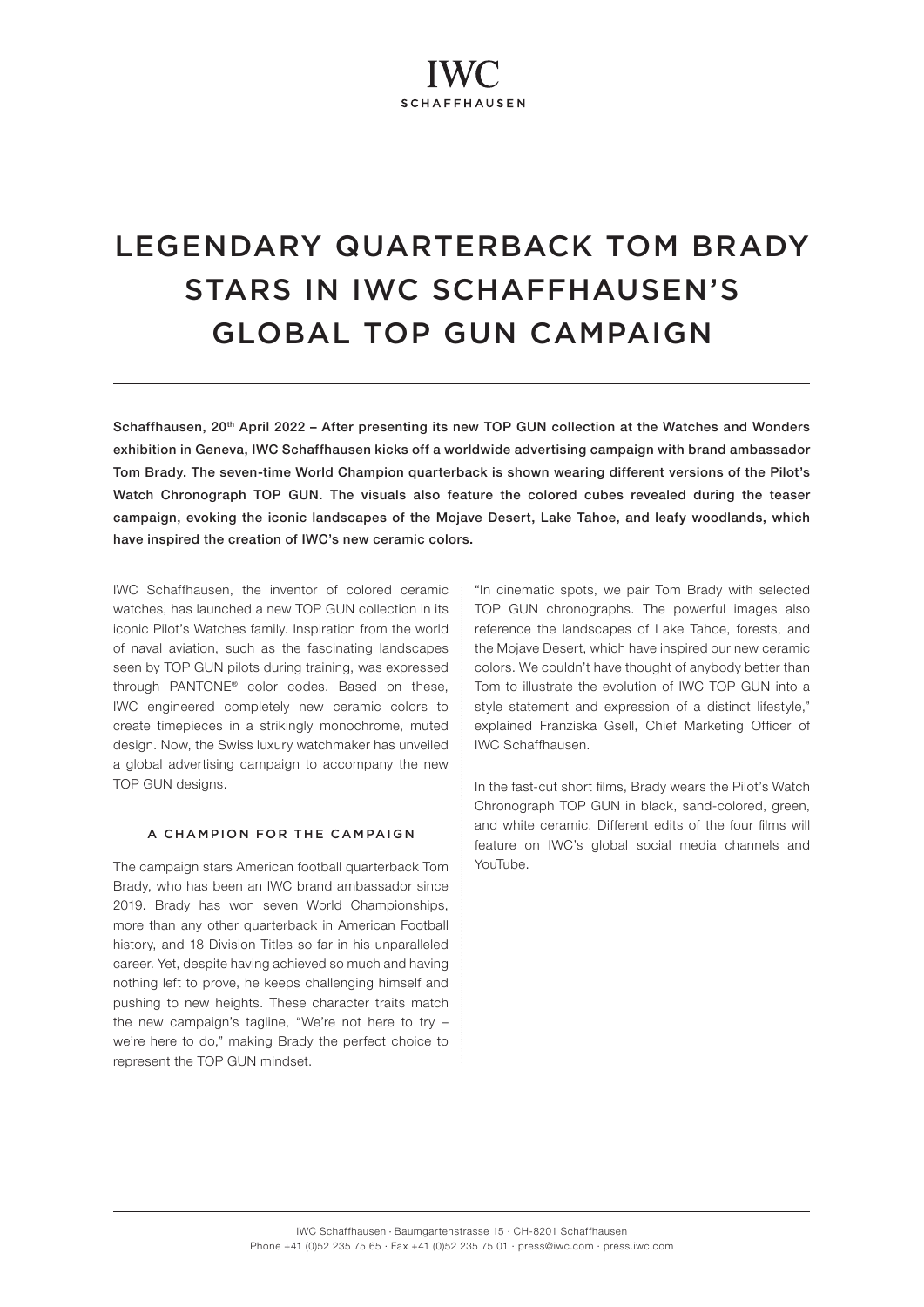# LEGENDARY QUARTERBACK TOM BRADY STARS IN IWC SCHAFFHAUSEN'S GLOBAL TOP GUN CAMPAIGN

**Schaffhausen, 20th April 2022 – After presenting its new TOP GUN collection at the Watches and Wonders exhibition in Geneva, IWC Schaffhausen kicks off a worldwide advertising campaign with brand ambassador Tom Brady. The seven-time World Champion quarterback is shown wearing different versions of the Pilot's Watch Chronograph TOP GUN. The visuals also feature the colored cubes revealed during the teaser campaign, evoking the iconic landscapes of the Mojave Desert, Lake Tahoe, and leafy woodlands, which have inspired the creation of IWC's new ceramic colors.**

IWC Schaffhausen, the inventor of colored ceramic watches, has launched a new TOP GUN collection in its iconic Pilot's Watches family. Inspiration from the world of naval aviation, such as the fascinating landscapes seen by TOP GUN pilots during training, was expressed through PANTONE® color codes. Based on these, IWC engineered completely new ceramic colors to create timepieces in a strikingly monochrome, muted design. Now, the Swiss luxury watchmaker has unveiled a global advertising campaign to accompany the new TOP GUN designs.

## A CHAMPION FOR THE CAMPAIGN

The campaign stars American football quarterback Tom Brady, who has been an IWC brand ambassador since 2019. Brady has won seven World Championships, more than any other quarterback in American Football history, and 18 Division Titles so far in his unparalleled career. Yet, despite having achieved so much and having nothing left to prove, he keeps challenging himself and pushing to new heights. These character traits match the new campaign's tagline, "We're not here to try – we're here to do," making Brady the perfect choice to represent the TOP GUN mindset.

"In cinematic spots, we pair Tom Brady with selected TOP GUN chronographs. The powerful images also reference the landscapes of Lake Tahoe, forests, and the Mojave Desert, which have inspired our new ceramic colors. We couldn't have thought of anybody better than Tom to illustrate the evolution of IWC TOP GUN into a style statement and expression of a distinct lifestyle," explained Franziska Gsell, Chief Marketing Officer of IWC Schaffhausen.

In the fast-cut short films, Brady wears the Pilot's Watch Chronograph TOP GUN in black, sand-colored, green, and white ceramic. Different edits of the four films will feature on IWC's global social media channels and YouTube.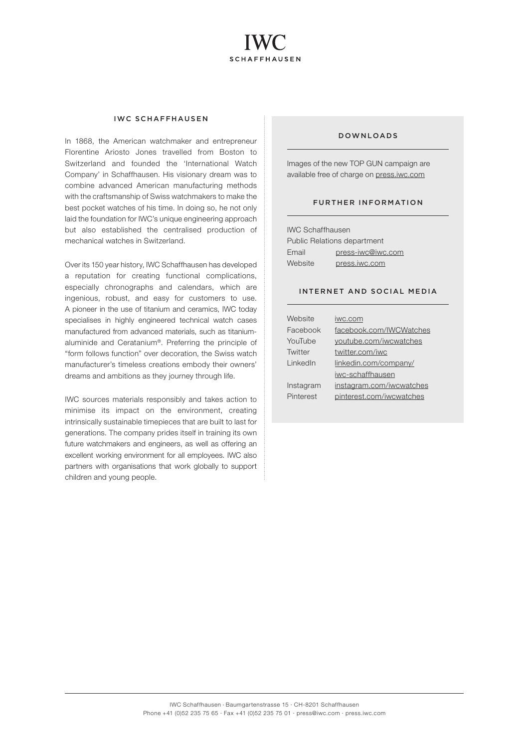## IWC SCHAFFHAUSEN

In 1868, the American watchmaker and entrepreneur Florentine Ariosto Jones travelled from Boston to Switzerland and founded the 'International Watch Company' in Schaffhausen. His visionary dream was to combine advanced American manufacturing methods with the craftsmanship of Swiss watchmakers to make the best pocket watches of his time. In doing so, he not only laid the foundation for IWC's unique engineering approach but also established the centralised production of mechanical watches in Switzerland.

Over its 150 year history, IWC Schaffhausen has developed a reputation for creating functional complications, especially chronographs and calendars, which are ingenious, robust, and easy for customers to use. A pioneer in the use of titanium and ceramics, IWC today specialises in highly engineered technical watch cases manufactured from advanced materials, such as titanium-aluminide and Ceratanium®. Preferring the principle of "form follows function" over decoration, the Swiss watch manufacturer's timeless creations embody their owners' dreams and ambitions as they journey through life.

IWC sources materials responsibly and takes action to minimise its impact on the environment, creating intrinsically sustainable timepieces that are built to last for generations. The company prides itself in training its own future watchmakers and engineers, as well as offering an excellent working environment for all employees. IWC also partners with organisations that work globally to support children and young people.

## DOWNLOADS

Images of the new TOP GUN campaign are available free of charge on press.iwc.com

## FURTHER INFORMATION

IWC Schaffhausen
Public Relations department

| | |
|---|---|
| Email | press-iwc@iwc.com |
| Website | press.iwc.com |

## INTERNET AND SOCIAL MEDIA

| | |
|---|---|
| Website | iwc.com |
| Facebook | facebook.com/IWCWatches |
| YouTube | youtube.com/iwcwatches |
| Twitter | twitter.com/iwc |
| LinkedIn | linkedin.com/company/iwc-schaffhausen |
| Instagram | instagram.com/iwcwatches |
| Pinterest | pinterest.com/iwcwatches |

IWC Schaffhausen · Baumgartenstrasse 15 · CH-8201 Schaffhausen
Phone +41 (0)52 235 75 65 · Fax +41 (0)52 235 75 01 · press@iwc.com · press.iwc.com